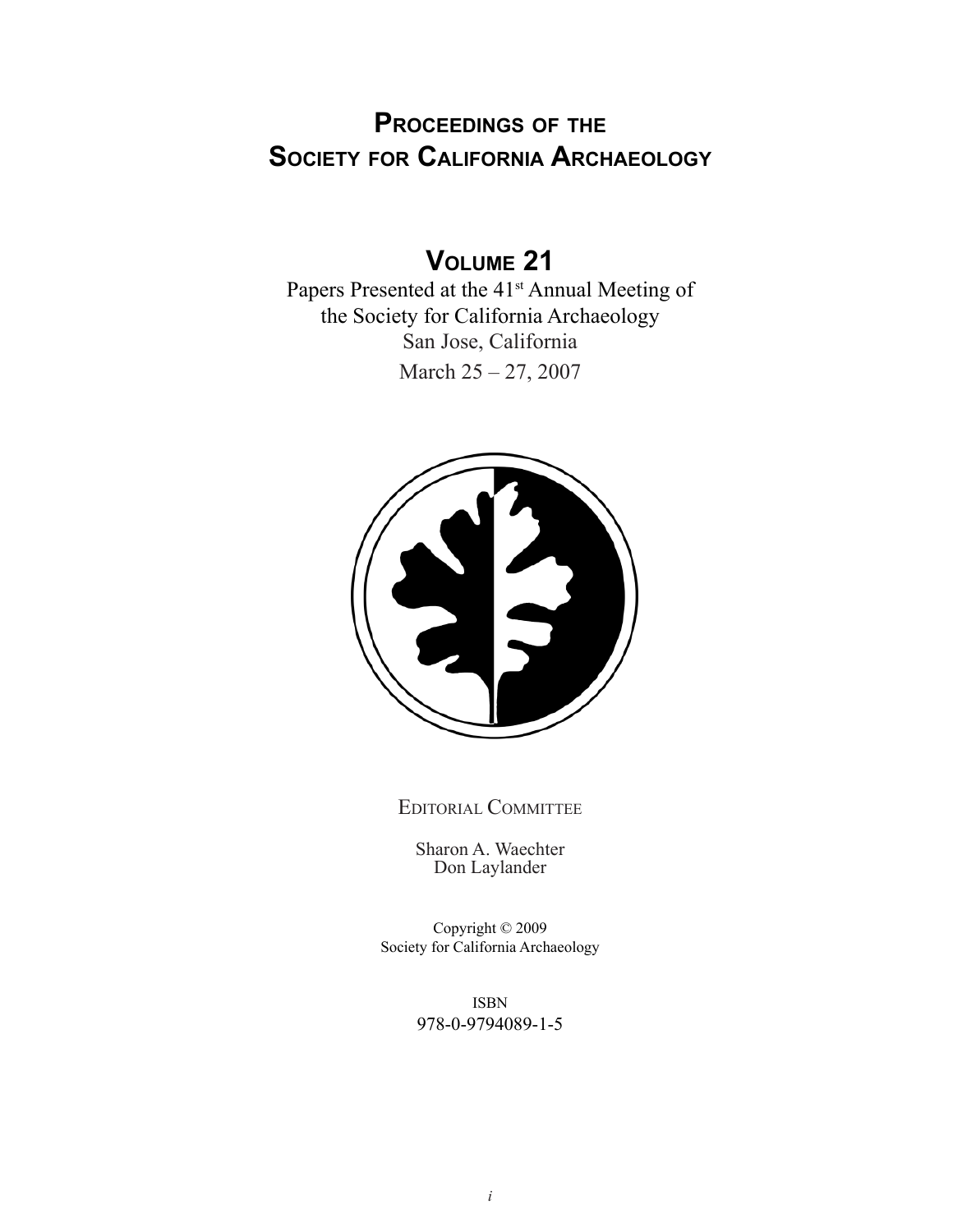# Proceedings of the Society for California Archaeology

## Volume 21

Papers Presented at the 41st Annual Meeting of the Society for California Archaeology
San Jose, California
March 25 – 27, 2007

Editorial Committee

Sharon A. Waechter
Don Laylander

Copyright © 2009
Society for California Archaeology

ISBN
978-0-9794089-1-5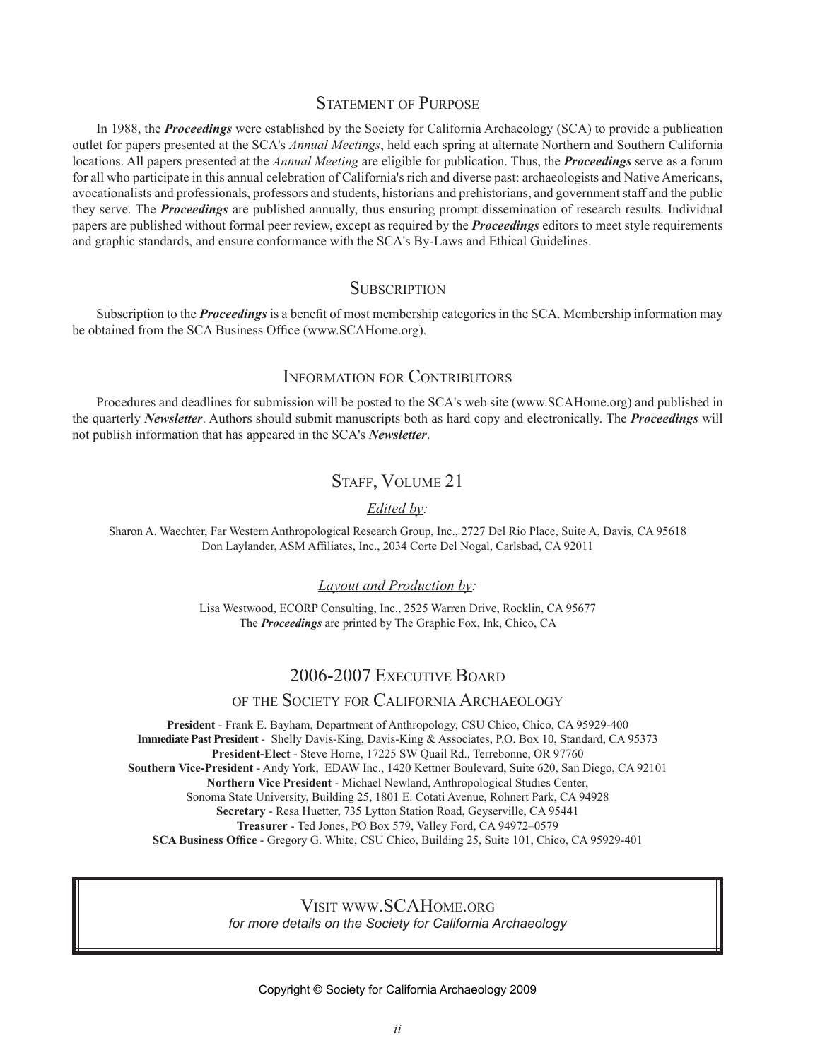## Statement of Purpose

In 1988, the ***Proceedings*** were established by the Society for California Archaeology (SCA) to provide a publication outlet for papers presented at the SCA's *Annual Meetings*, held each spring at alternate Northern and Southern California locations. All papers presented at the *Annual Meeting* are eligible for publication. Thus, the ***Proceedings*** serve as a forum for all who participate in this annual celebration of California's rich and diverse past: archaeologists and Native Americans, avocationalists and professionals, professors and students, historians and prehistorians, and government staff and the public they serve. The ***Proceedings*** are published annually, thus ensuring prompt dissemination of research results. Individual papers are published without formal peer review, except as required by the ***Proceedings*** editors to meet style requirements and graphic standards, and ensure conformance with the SCA's By-Laws and Ethical Guidelines.

## Subscription

Subscription to the ***Proceedings*** is a benefit of most membership categories in the SCA. Membership information may be obtained from the SCA Business Office (www.SCAHome.org).

## Information for Contributors

Procedures and deadlines for submission will be posted to the SCA's web site (www.SCAHome.org) and published in the quarterly ***Newsletter***. Authors should submit manuscripts both as hard copy and electronically. The ***Proceedings*** will not publish information that has appeared in the SCA's ***Newsletter***.

## Staff, Volume 21

*Edited by:*

Sharon A. Waechter, Far Western Anthropological Research Group, Inc., 2727 Del Rio Place, Suite A, Davis, CA 95618
Don Laylander, ASM Affiliates, Inc., 2034 Corte Del Nogal, Carlsbad, CA 92011

*Layout and Production by:*

Lisa Westwood, ECORP Consulting, Inc., 2525 Warren Drive, Rocklin, CA 95677
The ***Proceedings*** are printed by The Graphic Fox, Ink, Chico, CA

## 2006-2007 Executive Board
### of the Society for California Archaeology

**President** - Frank E. Bayham, Department of Anthropology, CSU Chico, Chico, CA 95929-400
**Immediate Past President** - Shelly Davis-King, Davis-King & Associates, P.O. Box 10, Standard, CA 95373
**President-Elect** - Steve Horne, 17225 SW Quail Rd., Terrebonne, OR 97760
**Southern Vice-President** - Andy York, EDAW Inc., 1420 Kettner Boulevard, Suite 620, San Diego, CA 92101
**Northern Vice President** - Michael Newland, Anthropological Studies Center, Sonoma State University, Building 25, 1801 E. Cotati Avenue, Rohnert Park, CA 94928
**Secretary** - Resa Huetter, 735 Lytton Station Road, Geyserville, CA 95441
**Treasurer** - Ted Jones, PO Box 579, Valley Ford, CA 94972–0579
**SCA Business Office** - Gregory G. White, CSU Chico, Building 25, Suite 101, Chico, CA 95929-401

Visit www.SCAHome.org
*for more details on the Society for California Archaeology*

Copyright © Society for California Archaeology 2009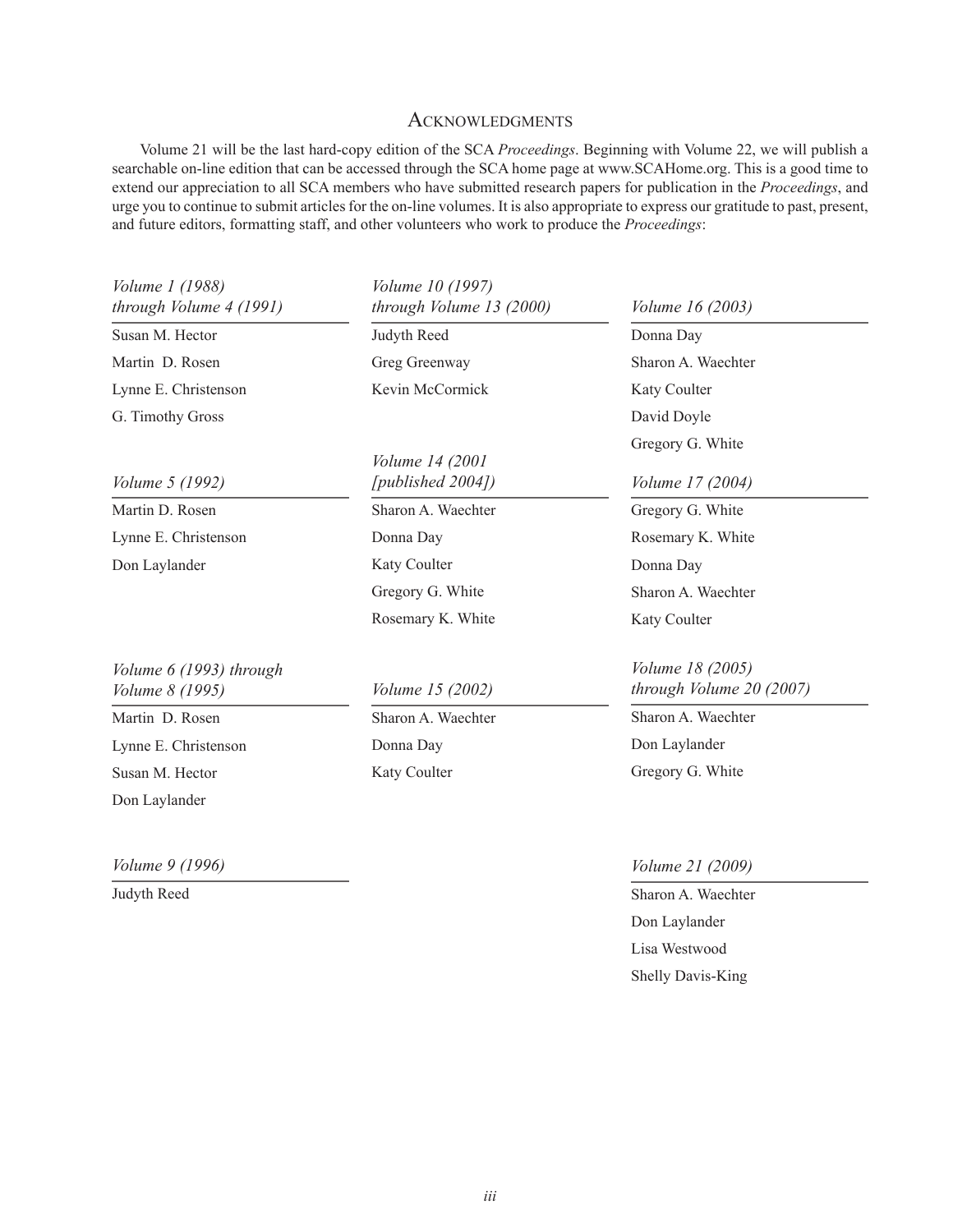# Acknowledgments

Volume 21 will be the last hard-copy edition of the SCA *Proceedings*. Beginning with Volume 22, we will publish a searchable on-line edition that can be accessed through the SCA home page at www.SCAHome.org. This is a good time to extend our appreciation to all SCA members who have submitted research papers for publication in the *Proceedings*, and urge you to continue to submit articles for the on-line volumes. It is also appropriate to express our gratitude to past, present, and future editors, formatting staff, and other volunteers who work to produce the *Proceedings*:

*Volume 1 (1988) through Volume 4 (1991)*

Susan M. Hector
Martin D. Rosen
Lynne E. Christenson
G. Timothy Gross

*Volume 5 (1992)*

Martin D. Rosen
Lynne E. Christenson
Don Laylander

*Volume 6 (1993) through Volume 8 (1995)*

Martin D. Rosen
Lynne E. Christenson
Susan M. Hector
Don Laylander

*Volume 9 (1996)*

Judyth Reed

*Volume 10 (1997) through Volume 13 (2000)*

Judyth Reed
Greg Greenway
Kevin McCormick

*Volume 14 (2001 [published 2004])*

Sharon A. Waechter
Donna Day
Katy Coulter
Gregory G. White
Rosemary K. White

*Volume 15 (2002)*

Sharon A. Waechter
Donna Day
Katy Coulter

*Volume 16 (2003)*

Donna Day
Sharon A. Waechter
Katy Coulter
David Doyle
Gregory G. White

*Volume 17 (2004)*

Gregory G. White
Rosemary K. White
Donna Day
Sharon A. Waechter
Katy Coulter

*Volume 18 (2005) through Volume 20 (2007)*

Sharon A. Waechter
Don Laylander
Gregory G. White

*Volume 21 (2009)*

Sharon A. Waechter
Don Laylander
Lisa Westwood
Shelly Davis-King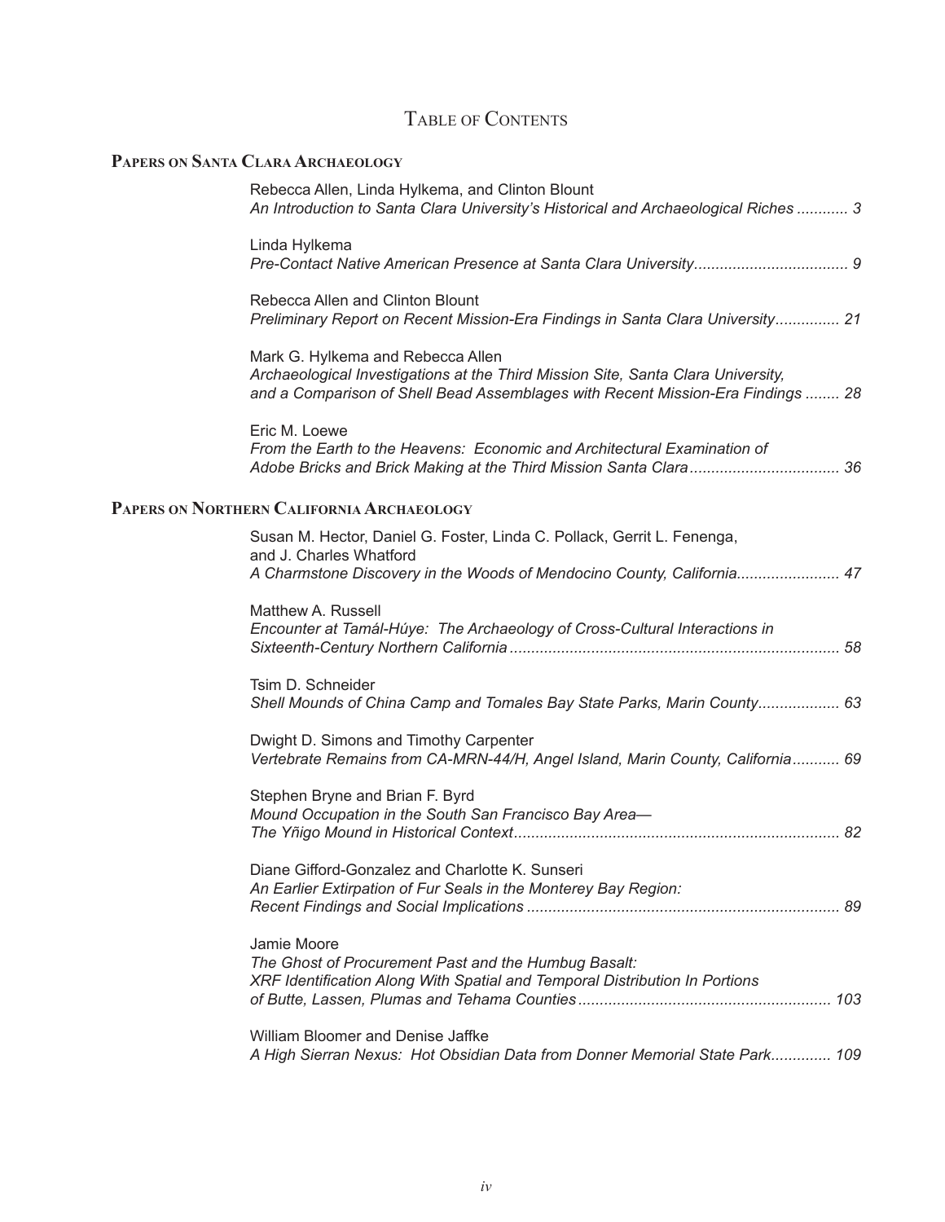# Table of Contents

## Papers on Santa Clara Archaeology

Rebecca Allen, Linda Hylkema, and Clinton Blount
*An Introduction to Santa Clara University's Historical and Archaeological Riches ............ 3*

Linda Hylkema
*Pre-Contact Native American Presence at Santa Clara University.................................... 9*

Rebecca Allen and Clinton Blount
*Preliminary Report on Recent Mission-Era Findings in Santa Clara University............... 21*

Mark G. Hylkema and Rebecca Allen
*Archaeological Investigations at the Third Mission Site, Santa Clara University, and a Comparison of Shell Bead Assemblages with Recent Mission-Era Findings ........ 28*

Eric M. Loewe
*From the Earth to the Heavens: Economic and Architectural Examination of Adobe Bricks and Brick Making at the Third Mission Santa Clara................................... 36*

## Papers on Northern California Archaeology

Susan M. Hector, Daniel G. Foster, Linda C. Pollack, Gerrit L. Fenenga, and J. Charles Whatford
*A Charmstone Discovery in the Woods of Mendocino County, California........................ 47*

Matthew A. Russell
*Encounter at Tamál-Húye: The Archaeology of Cross-Cultural Interactions in Sixteenth-Century Northern California ............................................................................ 58*

Tsim D. Schneider
*Shell Mounds of China Camp and Tomales Bay State Parks, Marin County................... 63*

Dwight D. Simons and Timothy Carpenter
*Vertebrate Remains from CA-MRN-44/H, Angel Island, Marin County, California........... 69*

Stephen Bryne and Brian F. Byrd
*Mound Occupation in the South San Francisco Bay Area— The Yñigo Mound in Historical Context........................................................................... 82*

Diane Gifford-Gonzalez and Charlotte K. Sunseri
*An Earlier Extirpation of Fur Seals in the Monterey Bay Region: Recent Findings and Social Implications ......................................................................... 89*

Jamie Moore
*The Ghost of Procurement Past and the Humbug Basalt: XRF Identification Along With Spatial and Temporal Distribution In Portions of Butte, Lassen, Plumas and Tehama Counties........................................................... 103*

William Bloomer and Denise Jaffke
*A High Sierran Nexus: Hot Obsidian Data from Donner Memorial State Park.............. 109*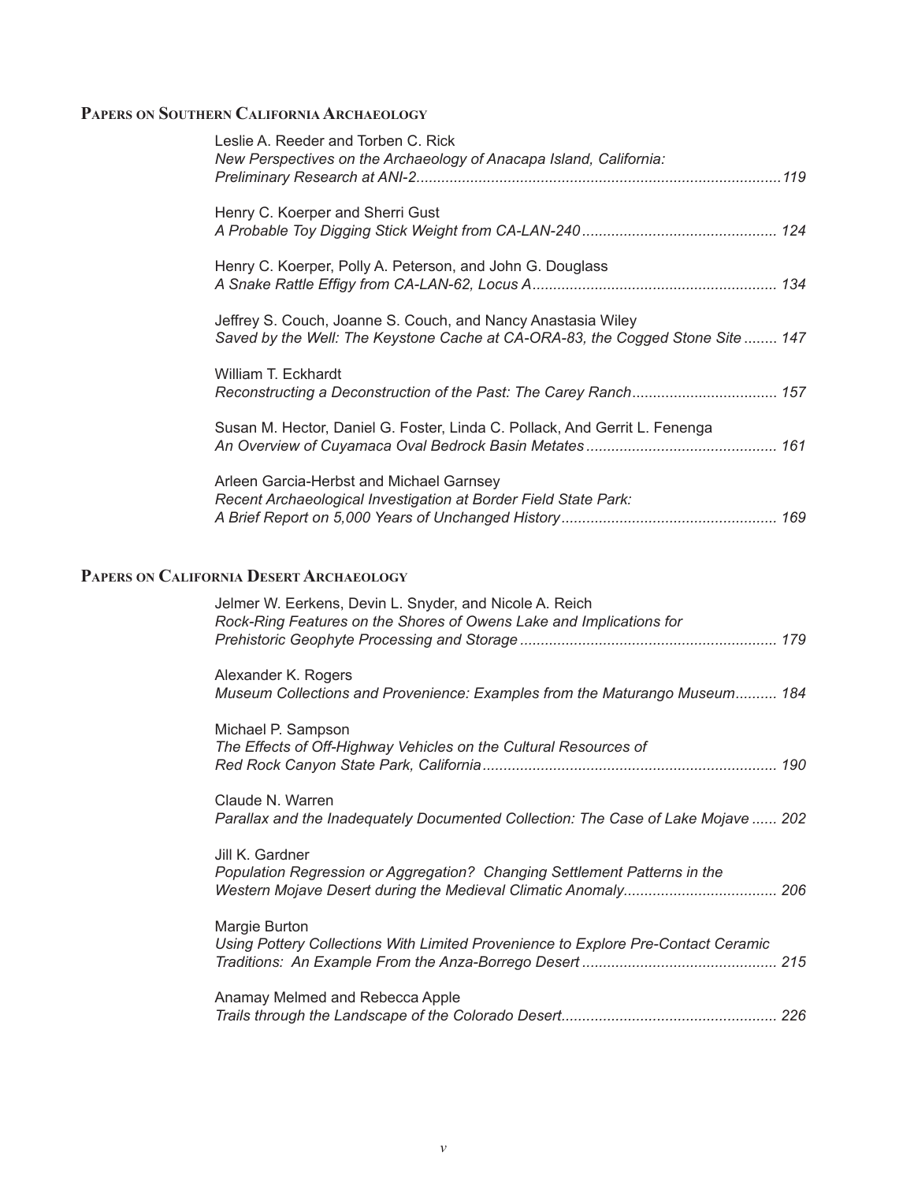## Papers on Southern California Archaeology

Leslie A. Reeder and Torben C. Rick
*New Perspectives on the Archaeology of Anacapa Island, California: Preliminary Research at ANI-2*....... 119

Henry C. Koerper and Sherri Gust
*A Probable Toy Digging Stick Weight from CA-LAN-240*....... 124

Henry C. Koerper, Polly A. Peterson, and John G. Douglass
*A Snake Rattle Effigy from CA-LAN-62, Locus A*....... 134

Jeffrey S. Couch, Joanne S. Couch, and Nancy Anastasia Wiley
*Saved by the Well: The Keystone Cache at CA-ORA-83, the Cogged Stone Site*....... 147

William T. Eckhardt
*Reconstructing a Deconstruction of the Past: The Carey Ranch*....... 157

Susan M. Hector, Daniel G. Foster, Linda C. Pollack, And Gerrit L. Fenenga
*An Overview of Cuyamaca Oval Bedrock Basin Metates*....... 161

Arleen Garcia-Herbst and Michael Garnsey
*Recent Archaeological Investigation at Border Field State Park: A Brief Report on 5,000 Years of Unchanged History*....... 169

## Papers on California Desert Archaeology

Jelmer W. Eerkens, Devin L. Snyder, and Nicole A. Reich
*Rock-Ring Features on the Shores of Owens Lake and Implications for Prehistoric Geophyte Processing and Storage*....... 179

Alexander K. Rogers
*Museum Collections and Provenience: Examples from the Maturango Museum*....... 184

Michael P. Sampson
*The Effects of Off-Highway Vehicles on the Cultural Resources of Red Rock Canyon State Park, California*....... 190

Claude N. Warren
*Parallax and the Inadequately Documented Collection: The Case of Lake Mojave*....... 202

Jill K. Gardner
*Population Regression or Aggregation? Changing Settlement Patterns in the Western Mojave Desert during the Medieval Climatic Anomaly*....... 206

Margie Burton
*Using Pottery Collections With Limited Provenience to Explore Pre-Contact Ceramic Traditions: An Example From the Anza-Borrego Desert*....... 215

Anamay Melmed and Rebecca Apple
*Trails through the Landscape of the Colorado Desert*....... 226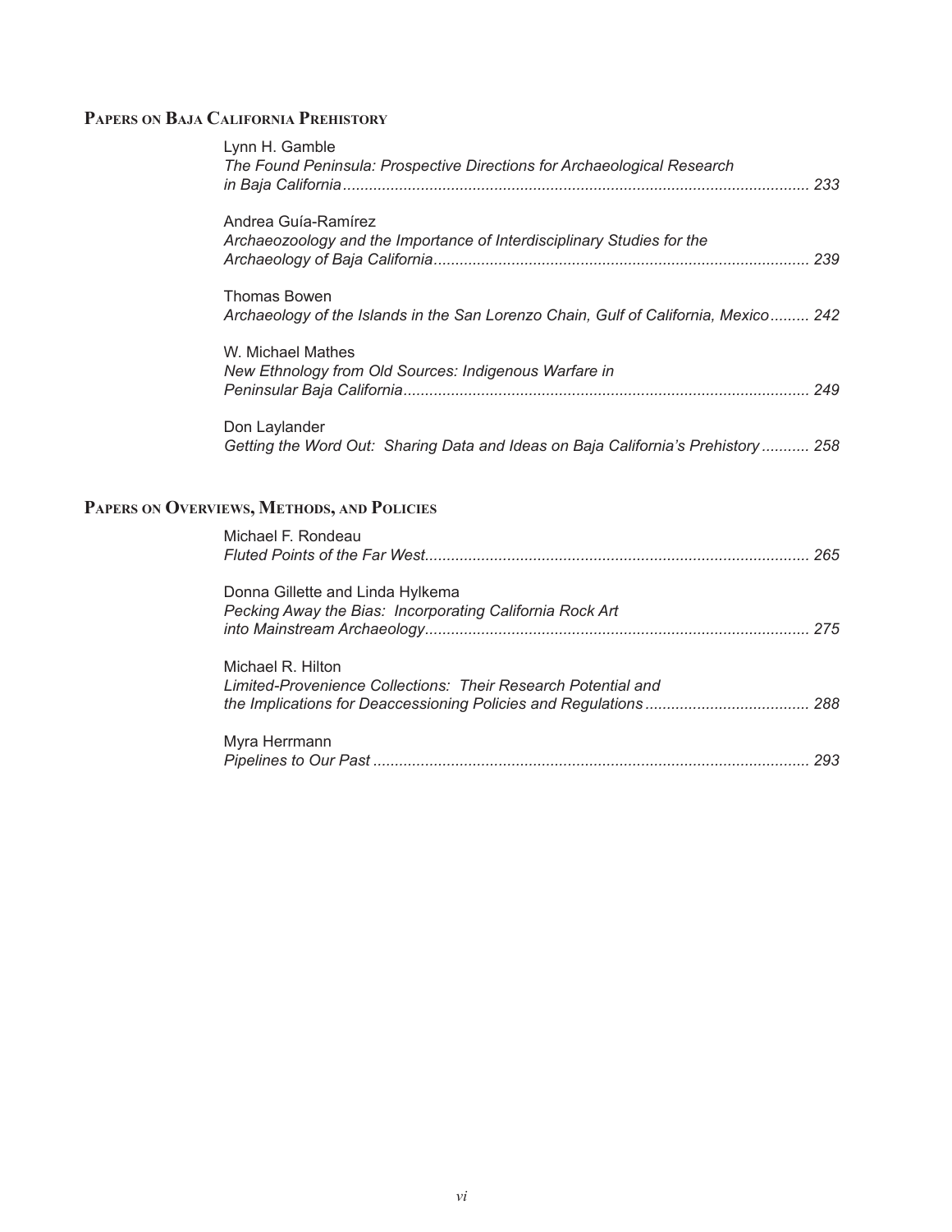## Papers on Baja California Prehistory

Lynn H. Gamble
*The Found Peninsula: Prospective Directions for Archaeological Research in Baja California*............ 233

Andrea Guía-Ramírez
*Archaeozoology and the Importance of Interdisciplinary Studies for the Archaeology of Baja California*............ 239

Thomas Bowen
*Archaeology of the Islands in the San Lorenzo Chain, Gulf of California, Mexico*......... 242

W. Michael Mathes
*New Ethnology from Old Sources: Indigenous Warfare in Peninsular Baja California*............ 249

Don Laylander
*Getting the Word Out: Sharing Data and Ideas on Baja California's Prehistory*........... 258

## Papers on Overviews, Methods, and Policies

Michael F. Rondeau
*Fluted Points of the Far West*............ 265

Donna Gillette and Linda Hylkema
*Pecking Away the Bias: Incorporating California Rock Art into Mainstream Archaeology*............ 275

Michael R. Hilton
*Limited-Provenience Collections: Their Research Potential and the Implications for Deaccessioning Policies and Regulations*............ 288

Myra Herrmann
*Pipelines to Our Past*............ 293